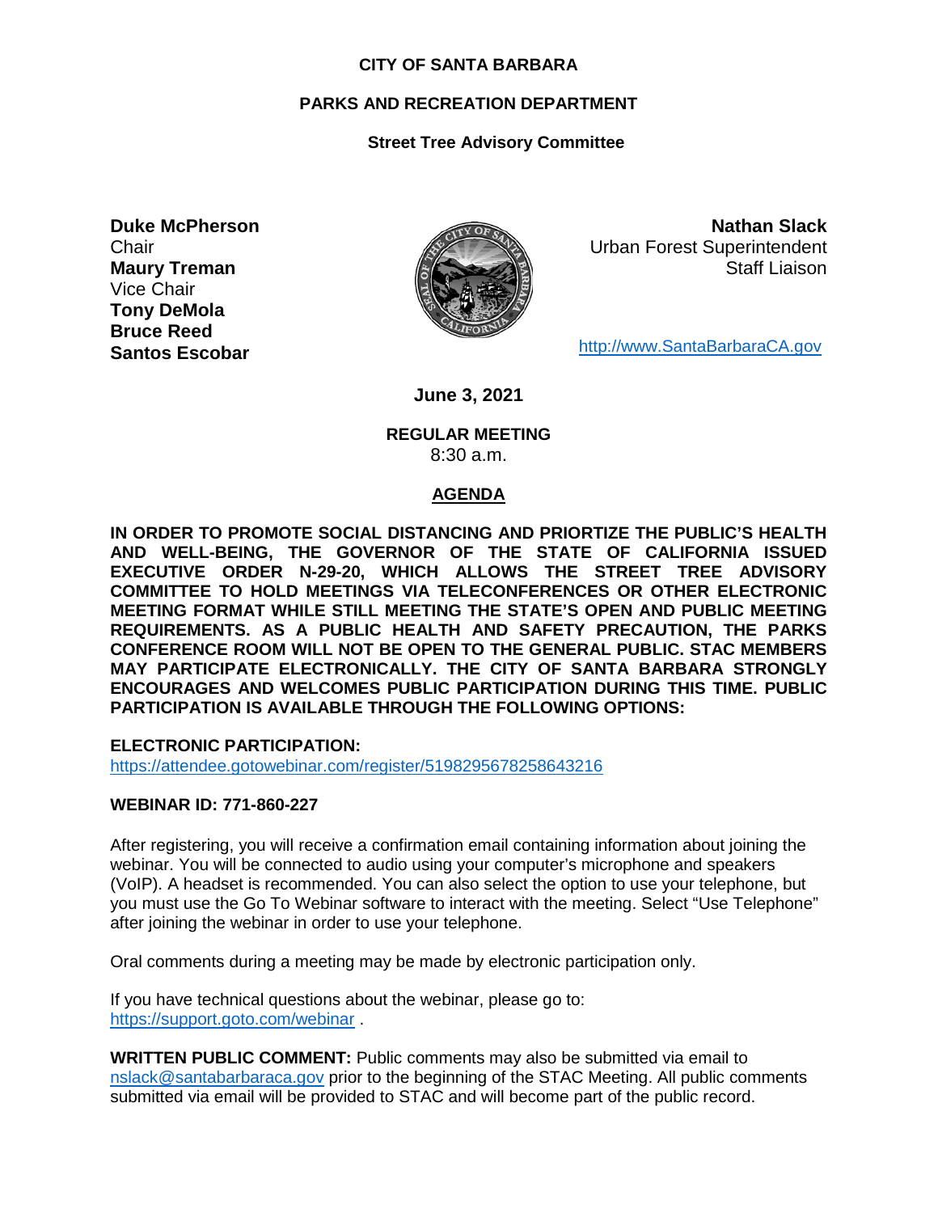**CITY OF SANTA BARBARA**

**PARKS AND RECREATION DEPARTMENT**

**Street Tree Advisory Committee**

**Duke McPherson**
Chair
**Maury Treman**
Vice Chair
**Tony DeMola**
**Bruce Reed**
**Santos Escobar**

**Nathan Slack**
Urban Forest Superintendent
Staff Liaison

http://www.SantaBarbaraCA.gov

**June 3, 2021**

**REGULAR MEETING**
8:30 a.m.

## AGENDA

**IN ORDER TO PROMOTE SOCIAL DISTANCING AND PRIORTIZE THE PUBLIC'S HEALTH AND WELL-BEING, THE GOVERNOR OF THE STATE OF CALIFORNIA ISSUED EXECUTIVE ORDER N-29-20, WHICH ALLOWS THE STREET TREE ADVISORY COMMITTEE TO HOLD MEETINGS VIA TELECONFERENCES OR OTHER ELECTRONIC MEETING FORMAT WHILE STILL MEETING THE STATE'S OPEN AND PUBLIC MEETING REQUIREMENTS. AS A PUBLIC HEALTH AND SAFETY PRECAUTION, THE PARKS CONFERENCE ROOM WILL NOT BE OPEN TO THE GENERAL PUBLIC. STAC MEMBERS MAY PARTICIPATE ELECTRONICALLY. THE CITY OF SANTA BARBARA STRONGLY ENCOURAGES AND WELCOMES PUBLIC PARTICIPATION DURING THIS TIME. PUBLIC PARTICIPATION IS AVAILABLE THROUGH THE FOLLOWING OPTIONS:**

**ELECTRONIC PARTICIPATION:**
https://attendee.gotowebinar.com/register/5198295678258643216

**WEBINAR ID: 771-860-227**

After registering, you will receive a confirmation email containing information about joining the webinar. You will be connected to audio using your computer's microphone and speakers (VoIP). A headset is recommended. You can also select the option to use your telephone, but you must use the Go To Webinar software to interact with the meeting. Select "Use Telephone" after joining the webinar in order to use your telephone.

Oral comments during a meeting may be made by electronic participation only.

If you have technical questions about the webinar, please go to:
https://support.goto.com/webinar .

**WRITTEN PUBLIC COMMENT:** Public comments may also be submitted via email to nslack@santabarbaraca.gov prior to the beginning of the STAC Meeting. All public comments submitted via email will be provided to STAC and will become part of the public record.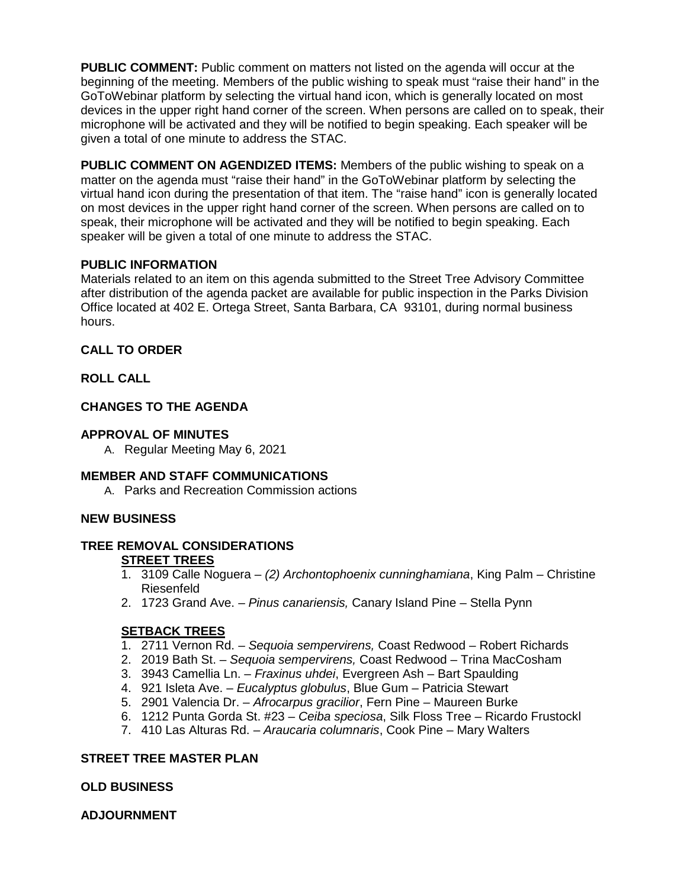**PUBLIC COMMENT:** Public comment on matters not listed on the agenda will occur at the beginning of the meeting. Members of the public wishing to speak must "raise their hand" in the GoToWebinar platform by selecting the virtual hand icon, which is generally located on most devices in the upper right hand corner of the screen. When persons are called on to speak, their microphone will be activated and they will be notified to begin speaking. Each speaker will be given a total of one minute to address the STAC.

**PUBLIC COMMENT ON AGENDIZED ITEMS:** Members of the public wishing to speak on a matter on the agenda must "raise their hand" in the GoToWebinar platform by selecting the virtual hand icon during the presentation of that item. The "raise hand" icon is generally located on most devices in the upper right hand corner of the screen. When persons are called on to speak, their microphone will be activated and they will be notified to begin speaking. Each speaker will be given a total of one minute to address the STAC.

**PUBLIC INFORMATION**

Materials related to an item on this agenda submitted to the Street Tree Advisory Committee after distribution of the agenda packet are available for public inspection in the Parks Division Office located at 402 E. Ortega Street, Santa Barbara, CA 93101, during normal business hours.

**CALL TO ORDER**

**ROLL CALL**

**CHANGES TO THE AGENDA**

**APPROVAL OF MINUTES**

A. Regular Meeting May 6, 2021

**MEMBER AND STAFF COMMUNICATIONS**

A. Parks and Recreation Commission actions

**NEW BUSINESS**

**TREE REMOVAL CONSIDERATIONS**

**STREET TREES**

1. 3109 Calle Noguera – *(2) Archontophoenix cunninghamiana*, King Palm – Christine Riesenfeld
2. 1723 Grand Ave. – *Pinus canariensis,* Canary Island Pine – Stella Pynn

**SETBACK TREES**

1. 2711 Vernon Rd. – *Sequoia sempervirens,* Coast Redwood – Robert Richards
2. 2019 Bath St. – *Sequoia sempervirens,* Coast Redwood – Trina MacCosham
3. 3943 Camellia Ln. – *Fraxinus uhdei*, Evergreen Ash – Bart Spaulding
4. 921 Isleta Ave. – *Eucalyptus globulus*, Blue Gum – Patricia Stewart
5. 2901 Valencia Dr. – *Afrocarpus gracilior*, Fern Pine – Maureen Burke
6. 1212 Punta Gorda St. #23 – *Ceiba speciosa*, Silk Floss Tree – Ricardo Frustockl
7. 410 Las Alturas Rd. – *Araucaria columnaris*, Cook Pine – Mary Walters

**STREET TREE MASTER PLAN**

**OLD BUSINESS**

**ADJOURNMENT**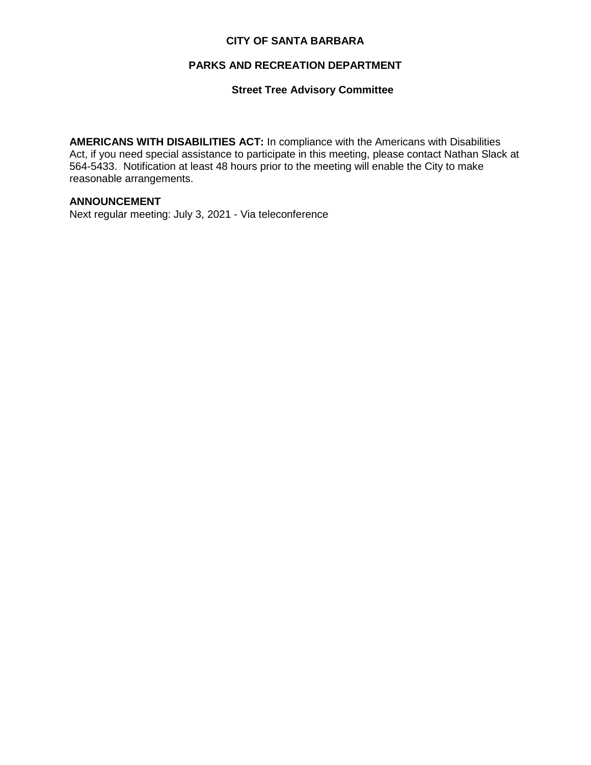**CITY OF SANTA BARBARA**

**PARKS AND RECREATION DEPARTMENT**

**Street Tree Advisory Committee**

**AMERICANS WITH DISABILITIES ACT:** In compliance with the Americans with Disabilities Act, if you need special assistance to participate in this meeting, please contact Nathan Slack at 564-5433. Notification at least 48 hours prior to the meeting will enable the City to make reasonable arrangements.

**ANNOUNCEMENT**

Next regular meeting: July 3, 2021 - Via teleconference